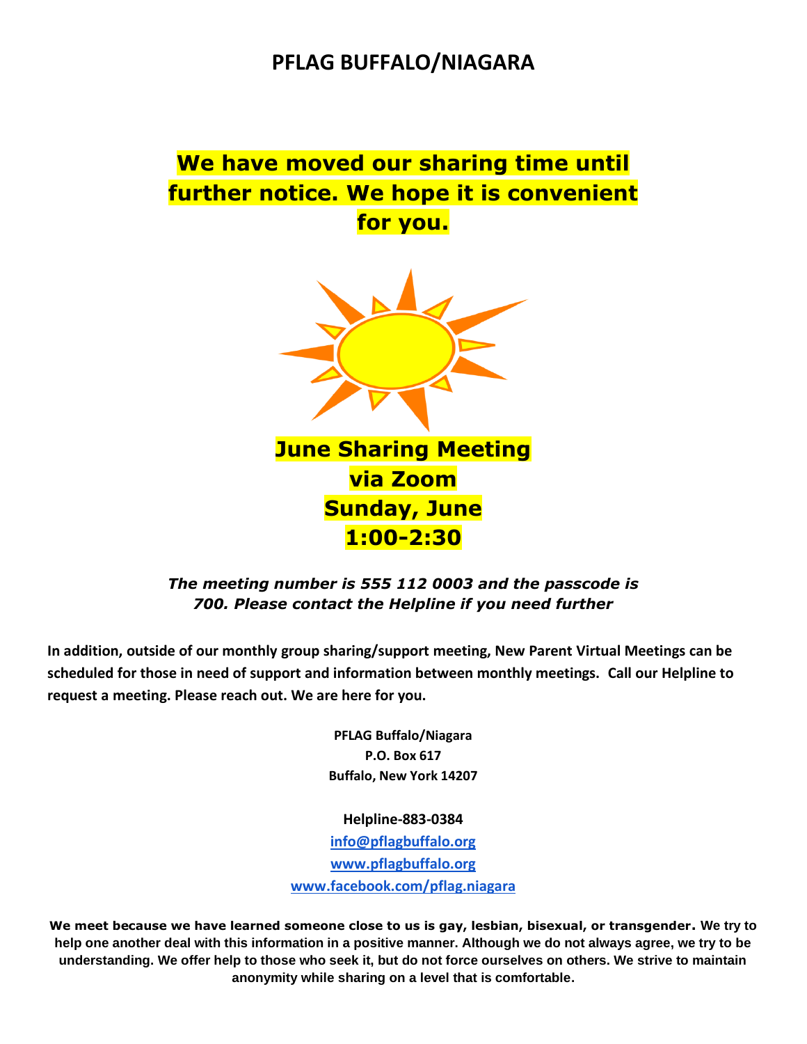# PFLAG BUFFALO/NIAGARA

**We have moved our sharing time until further notice. We hope it is convenient for you.**

**June Sharing Meeting**
**via Zoom**
**Sunday, June**
**1:00-2:30**

***The meeting number is 555 112 0003 and the passcode is 700. Please contact the Helpline if you need further***

**In addition, outside of our monthly group sharing/support meeting, New Parent Virtual Meetings can be scheduled for those in need of support and information between monthly meetings. Call our Helpline to request a meeting. Please reach out. We are here for you.**

**PFLAG Buffalo/Niagara**
**P.O. Box 617**
**Buffalo, New York 14207**

**Helpline-883-0384**
**[info@pflagbuffalo.org](mailto:info@pflagbuffalo.org)**
**[www.pflagbuffalo.org](http://www.pflagbuffalo.org)**
**[www.facebook.com/pflag.niagara](http://www.facebook.com/pflag.niagara)**

**We meet because we have learned someone close to us is gay, lesbian, bisexual, or transgender. We try to help one another deal with this information in a positive manner. Although we do not always agree, we try to be understanding. We offer help to those who seek it, but do not force ourselves on others. We strive to maintain anonymity while sharing on a level that is comfortable.**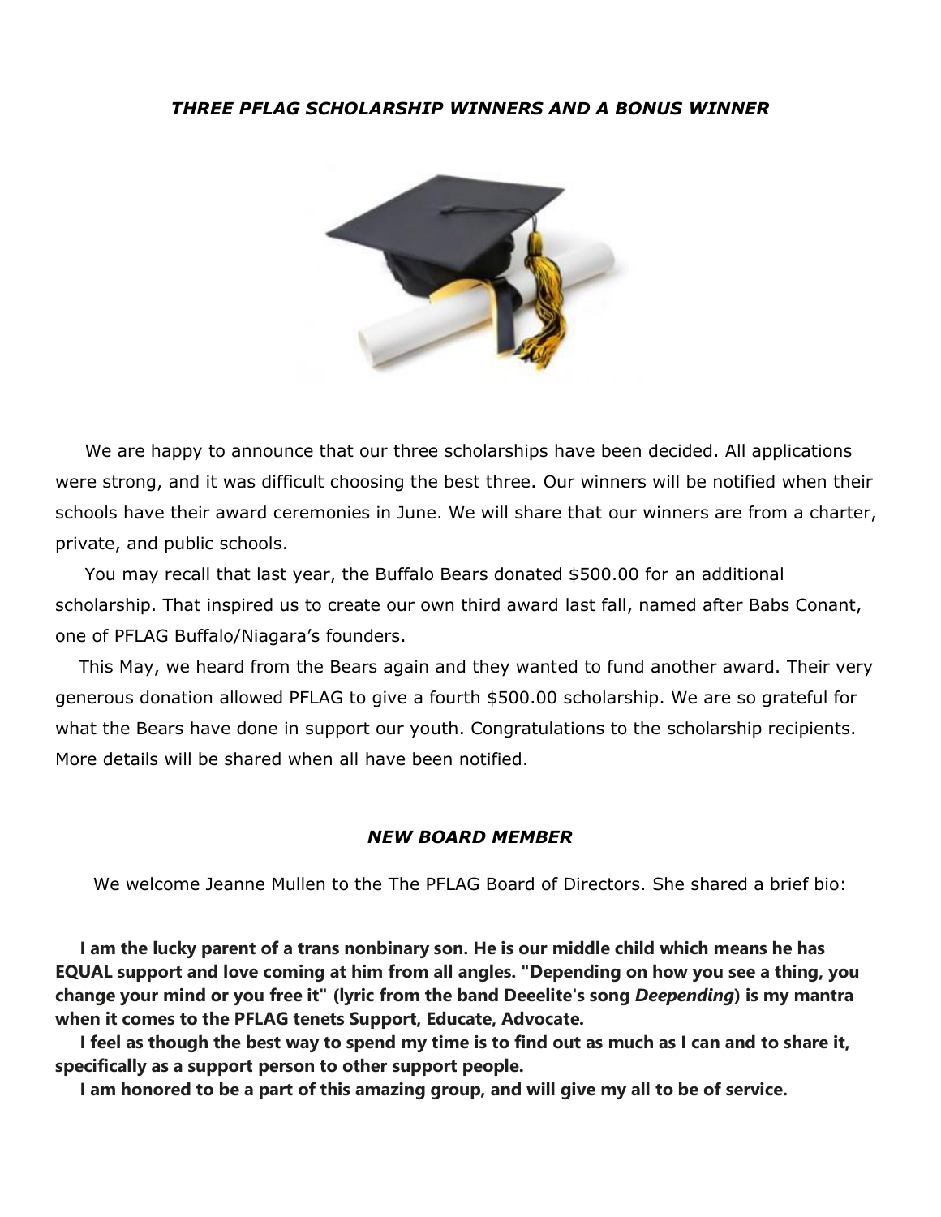### *THREE PFLAG SCHOLARSHIP WINNERS AND A BONUS WINNER*

We are happy to announce that our three scholarships have been decided. All applications were strong, and it was difficult choosing the best three. Our winners will be notified when their schools have their award ceremonies in June. We will share that our winners are from a charter, private, and public schools.

You may recall that last year, the Buffalo Bears donated $500.00 for an additional scholarship. That inspired us to create our own third award last fall, named after Babs Conant, one of PFLAG Buffalo/Niagara's founders.

This May, we heard from the Bears again and they wanted to fund another award. Their very generous donation allowed PFLAG to give a fourth $500.00 scholarship. We are so grateful for what the Bears have done in support our youth. Congratulations to the scholarship recipients. More details will be shared when all have been notified.

### *NEW BOARD MEMBER*

We welcome Jeanne Mullen to the The PFLAG Board of Directors. She shared a brief bio:

**I am the lucky parent of a trans nonbinary son. He is our middle child which means he has EQUAL support and love coming at him from all angles. "Depending on how you see a thing, you change your mind or you free it" (lyric from the band Deeelite's song *Deepending*) is my mantra when it comes to the PFLAG tenets Support, Educate, Advocate.**

**I feel as though the best way to spend my time is to find out as much as I can and to share it, specifically as a support person to other support people.**

**I am honored to be a part of this amazing group, and will give my all to be of service.**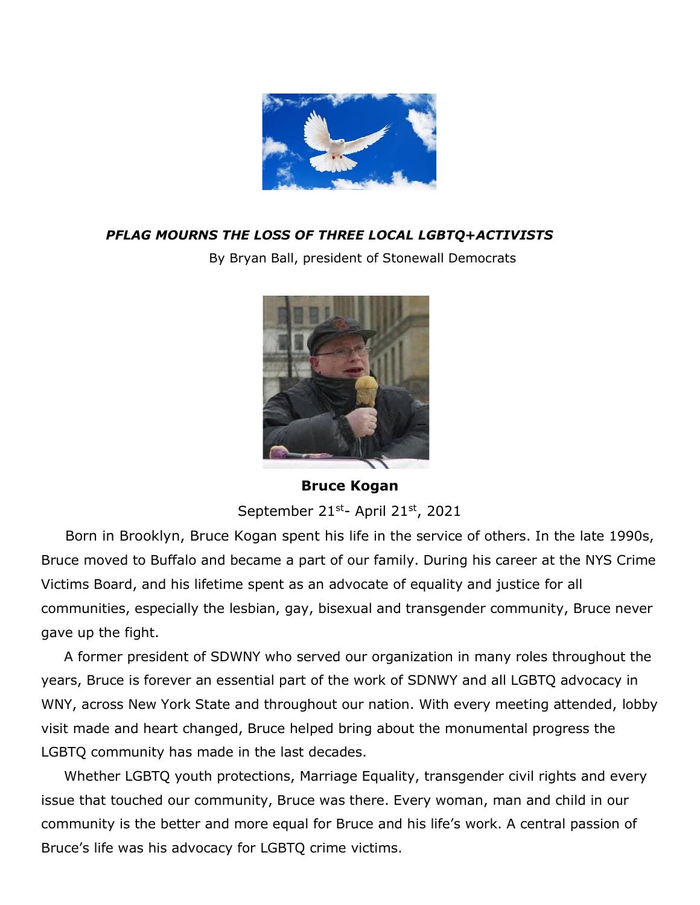***PFLAG MOURNS THE LOSS OF THREE LOCAL LGBTQ+ACTIVISTS***

By Bryan Ball, president of Stonewall Democrats

**Bruce Kogan**

September 21st- April 21st, 2021

Born in Brooklyn, Bruce Kogan spent his life in the service of others. In the late 1990s, Bruce moved to Buffalo and became a part of our family. During his career at the NYS Crime Victims Board, and his lifetime spent as an advocate of equality and justice for all communities, especially the lesbian, gay, bisexual and transgender community, Bruce never gave up the fight.

A former president of SDWNY who served our organization in many roles throughout the years, Bruce is forever an essential part of the work of SDNWY and all LGBTQ advocacy in WNY, across New York State and throughout our nation. With every meeting attended, lobby visit made and heart changed, Bruce helped bring about the monumental progress the LGBTQ community has made in the last decades.

Whether LGBTQ youth protections, Marriage Equality, transgender civil rights and every issue that touched our community, Bruce was there. Every woman, man and child in our community is the better and more equal for Bruce and his life's work. A central passion of Bruce's life was his advocacy for LGBTQ crime victims.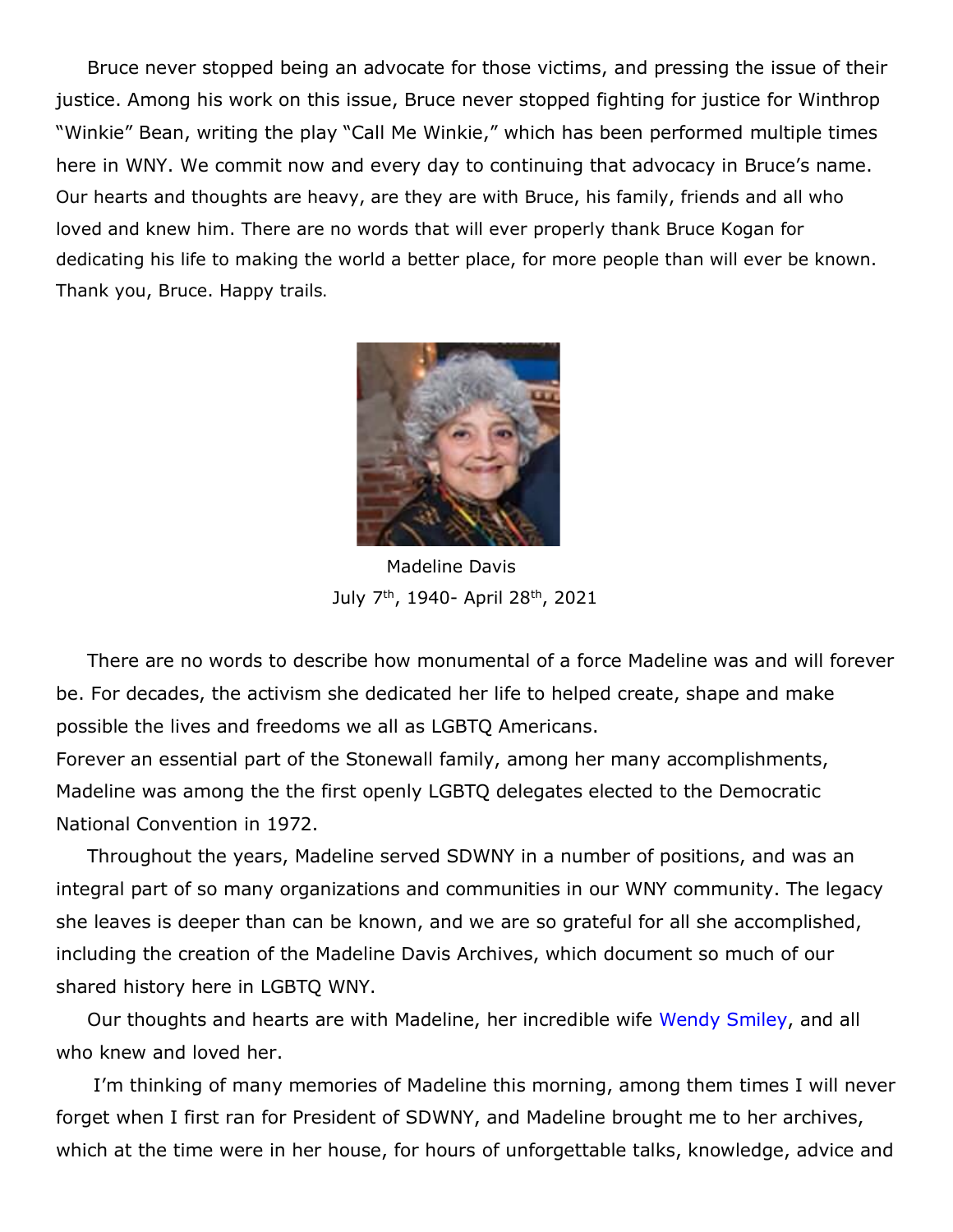Bruce never stopped being an advocate for those victims, and pressing the issue of their justice. Among his work on this issue, Bruce never stopped fighting for justice for Winthrop "Winkie" Bean, writing the play "Call Me Winkie," which has been performed multiple times here in WNY. We commit now and every day to continuing that advocacy in Bruce's name. Our hearts and thoughts are heavy, are they are with Bruce, his family, friends and all who loved and knew him. There are no words that will ever properly thank Bruce Kogan for dedicating his life to making the world a better place, for more people than will ever be known. Thank you, Bruce. Happy trails.

Madeline Davis
July 7th, 1940- April 28th, 2021

There are no words to describe how monumental of a force Madeline was and will forever be. For decades, the activism she dedicated her life to helped create, shape and make possible the lives and freedoms we all as LGBTQ Americans.
Forever an essential part of the Stonewall family, among her many accomplishments, Madeline was among the the first openly LGBTQ delegates elected to the Democratic National Convention in 1972.

Throughout the years, Madeline served SDWNY in a number of positions, and was an integral part of so many organizations and communities in our WNY community. The legacy she leaves is deeper than can be known, and we are so grateful for all she accomplished, including the creation of the Madeline Davis Archives, which document so much of our shared history here in LGBTQ WNY.

Our thoughts and hearts are with Madeline, her incredible wife Wendy Smiley, and all who knew and loved her.

I'm thinking of many memories of Madeline this morning, among them times I will never forget when I first ran for President of SDWNY, and Madeline brought me to her archives, which at the time were in her house, for hours of unforgettable talks, knowledge, advice and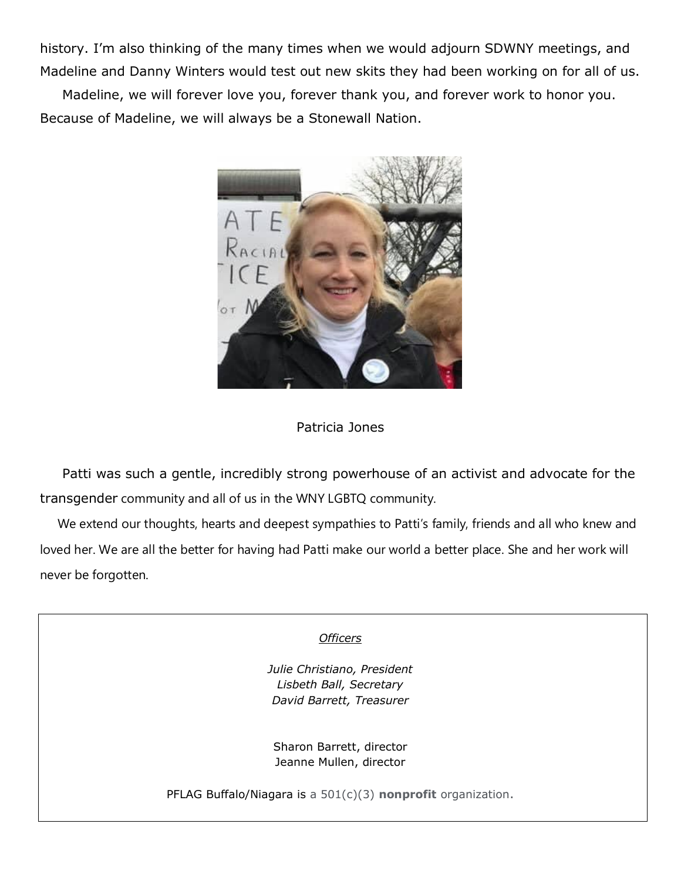history. I'm also thinking of the many times when we would adjourn SDWNY meetings, and Madeline and Danny Winters would test out new skits they had been working on for all of us.

Madeline, we will forever love you, forever thank you, and forever work to honor you. Because of Madeline, we will always be a Stonewall Nation.

Patricia Jones

Patti was such a gentle, incredibly strong powerhouse of an activist and advocate for the transgender community and all of us in the WNY LGBTQ community.

We extend our thoughts, hearts and deepest sympathies to Patti's family, friends and all who knew and loved her. We are all the better for having had Patti make our world a better place. She and her work will never be forgotten.

*Officers*

*Julie Christiano, President*
*Lisbeth Ball, Secretary*
*David Barrett, Treasurer*

Sharon Barrett, director
Jeanne Mullen, director

PFLAG Buffalo/Niagara is a 501(c)(3) **nonprofit** organization.